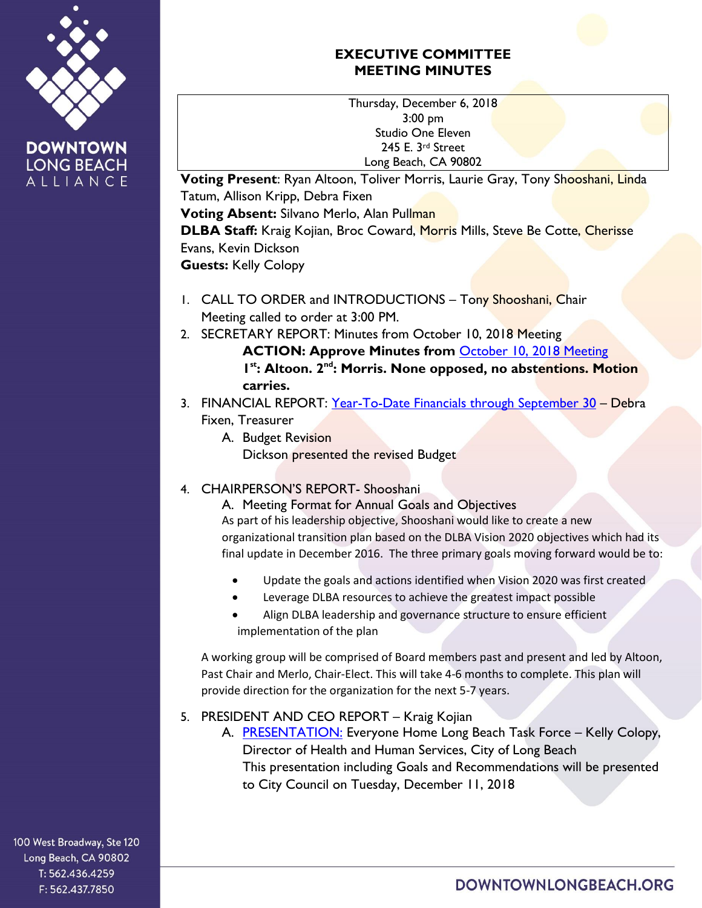# EXECUTIVE COMMITTEE MEETING MINUTES

Thursday, December 6, 2018
3:00 pm
Studio One Eleven
245 E. 3rd Street
Long Beach, CA 90802

**Voting Present**: Ryan Altoon, Toliver Morris, Laurie Gray, Tony Shooshani, Linda Tatum, Allison Kripp, Debra Fixen
**Voting Absent:** Silvano Merlo, Alan Pullman
**DLBA Staff:** Kraig Kojian, Broc Coward, Morris Mills, Steve Be Cotte, Cherisse Evans, Kevin Dickson
**Guests:** Kelly Colopy

1. CALL TO ORDER and INTRODUCTIONS – Tony Shooshani, Chair
   Meeting called to order at 3:00 PM.
2. SECRETARY REPORT: Minutes from October 10, 2018 Meeting
   **ACTION: Approve Minutes from October 10, 2018 Meeting**
   **1st: Altoon. 2nd: Morris. None opposed, no abstentions. Motion carries.**
3. FINANCIAL REPORT: Year-To-Date Financials through September 30 – Debra Fixen, Treasurer
   A. Budget Revision
      Dickson presented the revised Budget
4. CHAIRPERSON'S REPORT- Shooshani
   A. Meeting Format for Annual Goals and Objectives
      As part of his leadership objective, Shooshani would like to create a new organizational transition plan based on the DLBA Vision 2020 objectives which had its final update in December 2016. The three primary goals moving forward would be to:

      - Update the goals and actions identified when Vision 2020 was first created
      - Leverage DLBA resources to achieve the greatest impact possible
      - Align DLBA leadership and governance structure to ensure efficient implementation of the plan

   A working group will be comprised of Board members past and present and led by Altoon, Past Chair and Merlo, Chair-Elect. This will take 4-6 months to complete. This plan will provide direction for the organization for the next 5-7 years.
5. PRESIDENT AND CEO REPORT – Kraig Kojian
   A. PRESENTATION: Everyone Home Long Beach Task Force – Kelly Colopy, Director of Health and Human Services, City of Long Beach
      This presentation including Goals and Recommendations will be presented to City Council on Tuesday, December 11, 2018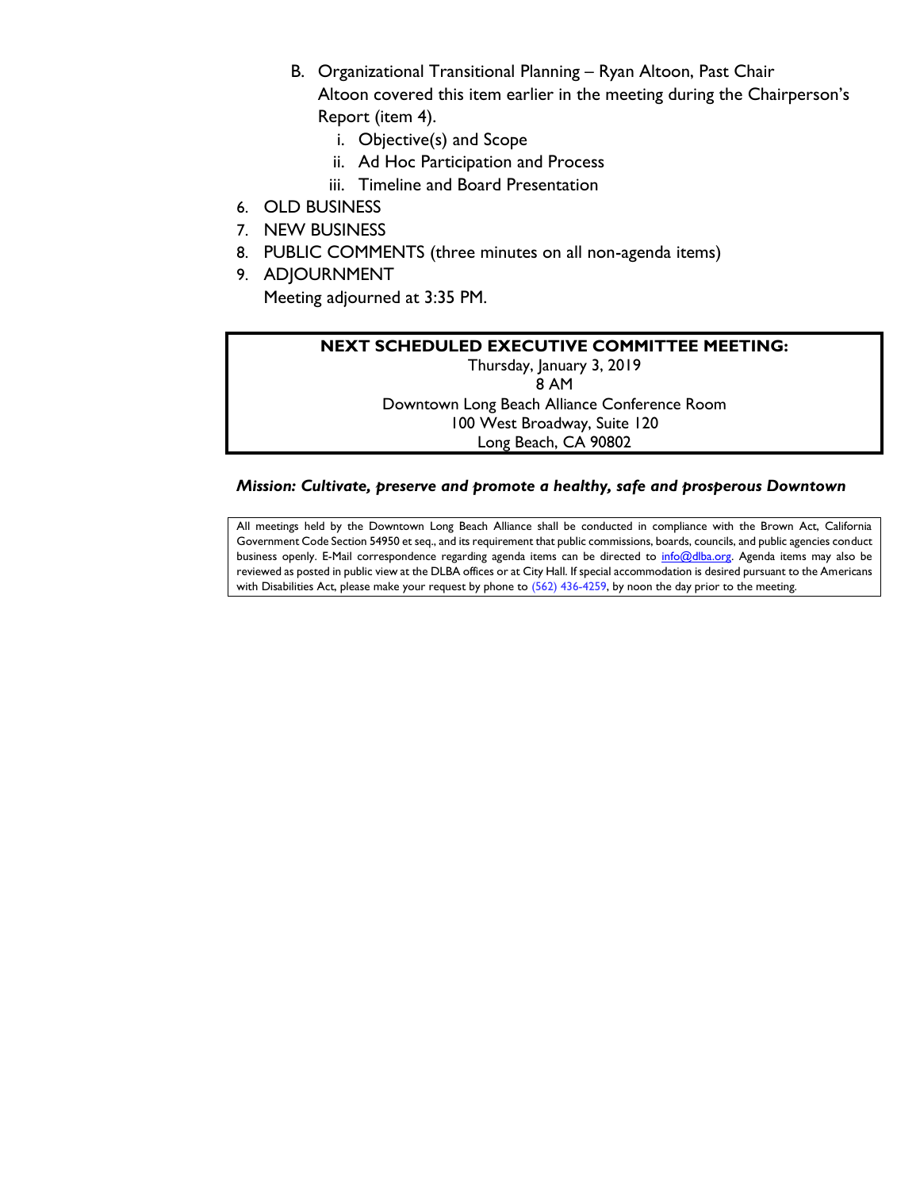B. Organizational Transitional Planning – Ryan Altoon, Past Chair
   Altoon covered this item earlier in the meeting during the Chairperson's Report (item 4).
   i. Objective(s) and Scope
   ii. Ad Hoc Participation and Process
   iii. Timeline and Board Presentation

6. OLD BUSINESS
7. NEW BUSINESS
8. PUBLIC COMMENTS (three minutes on all non-agenda items)
9. ADJOURNMENT
   Meeting adjourned at 3:35 PM.

**NEXT SCHEDULED EXECUTIVE COMMITTEE MEETING:**
Thursday, January 3, 2019
8 AM
Downtown Long Beach Alliance Conference Room
100 West Broadway, Suite 120
Long Beach, CA 90802

***Mission: Cultivate, preserve and promote a healthy, safe and prosperous Downtown***

All meetings held by the Downtown Long Beach Alliance shall be conducted in compliance with the Brown Act, California Government Code Section 54950 et seq., and its requirement that public commissions, boards, councils, and public agencies conduct business openly. E-Mail correspondence regarding agenda items can be directed to info@dlba.org. Agenda items may also be reviewed as posted in public view at the DLBA offices or at City Hall. If special accommodation is desired pursuant to the Americans with Disabilities Act, please make your request by phone to (562) 436-4259, by noon the day prior to the meeting.